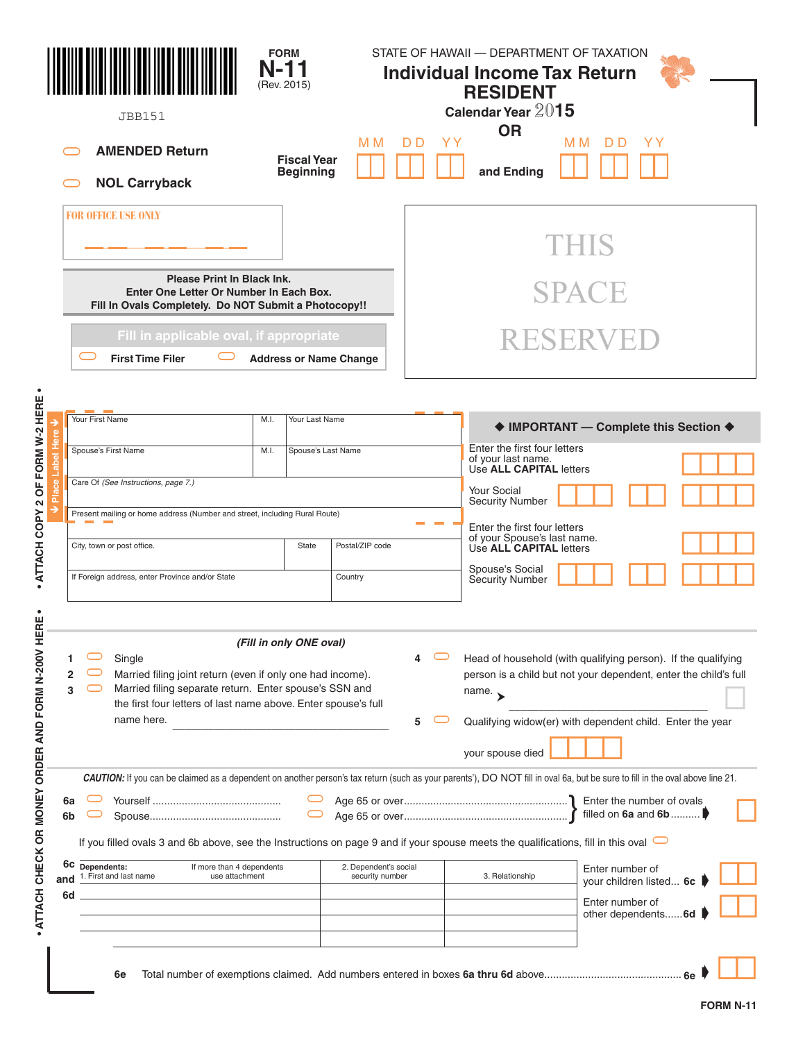JBB151

FORM
# N-11
(Rev. 2015)

STATE OF HAWAII — DEPARTMENT OF TAXATION

## Individual Income Tax Return
## RESIDENT

Calendar Year 2015

OR

Fiscal Year Beginning MM DD YY and Ending MM DD YY

AMENDED Return

NOL Carryback

FOR OFFICE USE ONLY

**Please Print In Black Ink.**
**Enter One Letter Or Number In Each Box.**
**Fill In Ovals Completely. Do NOT Submit a Photocopy!!**

THIS SPACE RESERVED

Fill in applicable oval, if appropriate

- First Time Filer
- Address or Name Change

• ATTACH COPY 2 OF FORM W-2 HERE •

→ Place Label Here →

| | | |
|---|---|---|
| Your First Name | M.I. | Your Last Name |
| Spouse's First Name | M.I. | Spouse's Last Name |
| Care Of *(See Instructions, page 7.)* | | |
| Present mailing or home address (Number and street, including Rural Route) | | |
| City, town or post office. | State | Postal/ZIP code |
| If Foreign address, enter Province and/or State | | Country |

◆ **IMPORTANT — Complete this Section** ◆

Enter the first four letters of your last name. Use **ALL CAPITAL** letters

Your Social Security Number

Enter the first four letters of your Spouse's last name. Use **ALL CAPITAL** letters

Spouse's Social Security Number

• ATTACH CHECK OR MONEY ORDER AND FORM N-200V HERE •

*(Fill in only ONE oval)*

1. Single
2. Married filing joint return (even if only one had income).
3. Married filing separate return. Enter spouse's SSN and the first four letters of last name above. Enter spouse's full name here. ____________
4. Head of household (with qualifying person). If the qualifying person is a child but not your dependent, enter the child's full name. ➤ ____________
5. Qualifying widow(er) with dependent child. Enter the year your spouse died

***CAUTION:*** If you can be claimed as a dependent on another person's tax return (such as your parents'), DO NOT fill in oval 6a, but be sure to fill in the oval above line 21.

**6a** Yourself ............................................ Age 65 or over........................................................
**6b** Spouse............................................. Age 65 or over........................................................
} Enter the number of ovals filled on **6a** and **6b**..........

If you filled ovals 3 and 6b above, see the Instructions on page 9 and if your spouse meets the qualifications, fill in this oval

**6c and 6d**

| Dependents: 1. First and last name | If more than 4 dependents use attachment | 2. Dependent's social security number | 3. Relationship |
|---|---|---|---|
| | | | |
| | | | |
| | | | |
| | | | |

Enter number of your children listed... **6c**

Enter number of other dependents......**6d**

**6e** Total number of exemptions claimed. Add numbers entered in boxes **6a thru 6d** above............................................... **6e**

FORM N-11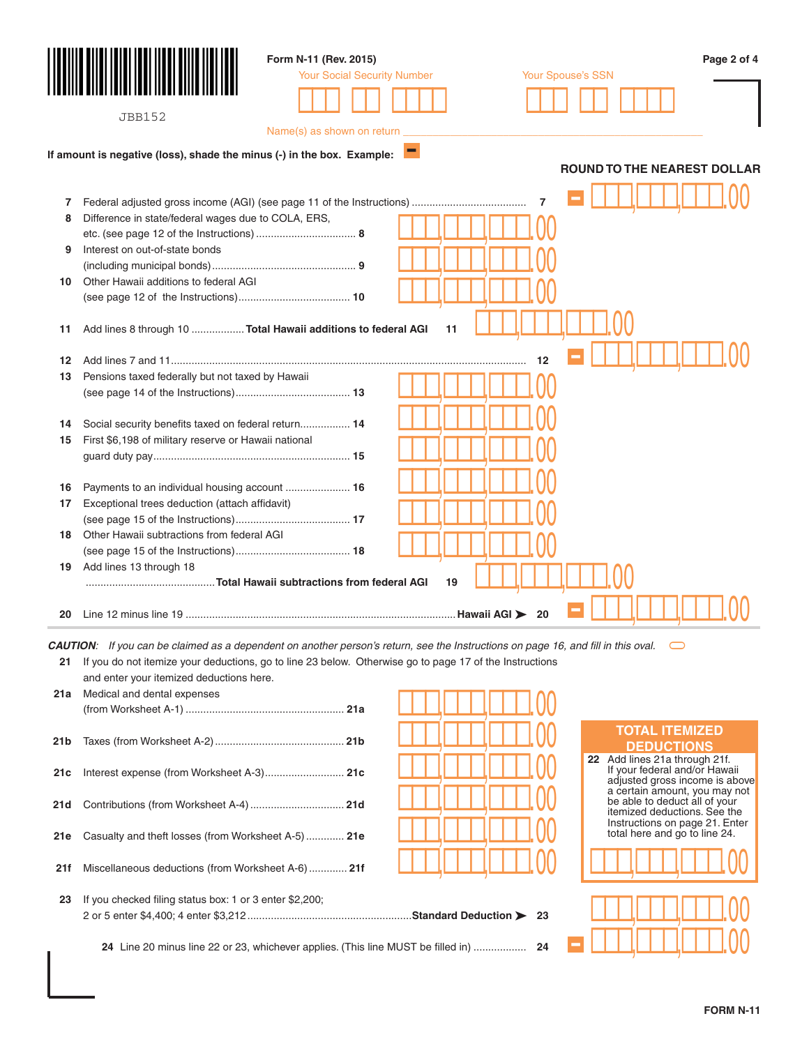JBB152

Form N-11 (Rev. 2015)

Your Social Security Number

Your Spouse's SSN

Name(s) as shown on return

**If amount is negative (loss), shade the minus (-) in the box. Example:**

**ROUND TO THE NEAREST DOLLAR**

7 Federal adjusted gross income (AGI) (see page 11 of the Instructions) ....................................... 7 ,,.00

8 Difference in state/federal wages due to COLA, ERS, etc. (see page 12 of the Instructions) ................................. 8 ,,.00

9 Interest on out-of-state bonds (including municipal bonds) ................................................ 9 ,,.00

10 Other Hawaii additions to federal AGI (see page 12 of the Instructions)...................................... 10 ,,.00

11 Add lines 8 through 10 .................. **Total Hawaii additions to federal AGI** 11 ,,.00

12 Add lines 7 and 11....................................................................................................... 12 ,,.00

13 Pensions taxed federally but not taxed by Hawaii (see page 14 of the Instructions)....................................... 13 ,,.00

14 Social security benefits taxed on federal return................. 14 ,,.00

15 First $6,198 of military reserve or Hawaii national guard duty pay.................................................................. 15 ,,.00

16 Payments to an individual housing account ..................... 16 ,,.00

17 Exceptional trees deduction (attach affidavit) (see page 15 of the Instructions)....................................... 17 ,,.00

18 Other Hawaii subtractions from federal AGI (see page 15 of the Instructions)....................................... 18 ,,.00

19 Add lines 13 through 18 ...........................................**Total Hawaii subtractions from federal AGI** 19 ,,.00

20 Line 12 minus line 19 ..........................................................................................**Hawaii AGI** ➤ 20 ,,.00

***CAUTION***: *If you can be claimed as a dependent on another person's return, see the Instructions on page 16, and fill in this oval.*

21 If you do not itemize your deductions, go to line 23 below. Otherwise go to page 17 of the Instructions and enter your itemized deductions here.

21a Medical and dental expenses (from Worksheet A-1) ...................................................... 21a ,,.00

21b Taxes (from Worksheet A-2)........................................... 21b ,,.00

21c Interest expense (from Worksheet A-3)........................... 21c ,,.00

21d Contributions (from Worksheet A-4) ................................ 21d ,,.00

21e Casualty and theft losses (from Worksheet A-5) ............ 21e ,,.00

21f Miscellaneous deductions (from Worksheet A-6) ............. 21f ,,.00

**TOTAL ITEMIZED DEDUCTIONS**

22 Add lines 21a through 21f. If your federal and/or Hawaii adjusted gross income is above a certain amount, you may not be able to deduct all of your itemized deductions. See the Instructions on page 21. Enter total here and go to line 24. ,,.00

23 If you checked filing status box: 1 or 3 enter $2,200; 2 or 5 enter $4,400; 4 enter $3,212.......................................................**Standard Deduction** ➤ 23 ,,.00

24 Line 20 minus line 22 or 23, whichever applies. (This line MUST be filled in) .................. 24 ,,.00

FORM N-11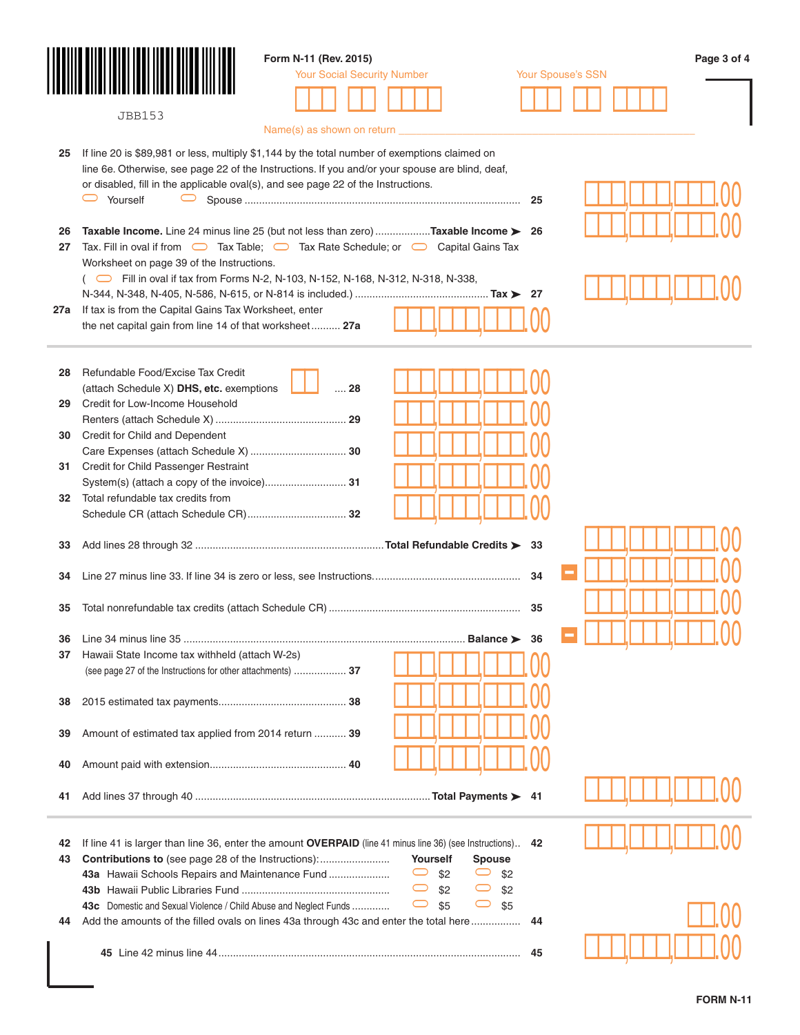Form N-11 (Rev. 2015)

JBB153

Your Social Security Number

Your Spouse's SSN

Name(s) as shown on return

**25** If line 20 is $89,981 or less, multiply $1,144 by the total number of exemptions claimed on line 6e. Otherwise, see page 22 of the Instructions. If you and/or your spouse are blind, deaf, or disabled, fill in the applicable oval(s), and see page 22 of the Instructions.
○ Yourself ○ Spouse .......... **25** ___.00

**26** **Taxable Income.** Line 24 minus line 25 (but not less than zero) .......... **Taxable Income ➤ 26** ___.00

**27** Tax. Fill in oval if from ○ Tax Table; ○ Tax Rate Schedule; or ○ Capital Gains Tax Worksheet on page 39 of the Instructions.
( ○ Fill in oval if tax from Forms N-2, N-103, N-152, N-168, N-312, N-318, N-338, N-344, N-348, N-405, N-586, N-615, or N-814 is included.) .......... **Tax ➤ 27** ___.00

**27a** If tax is from the Capital Gains Tax Worksheet, enter the net capital gain from line 14 of that worksheet .......... **27a** ___.00

**28** Refundable Food/Excise Tax Credit (attach Schedule X) **DHS, etc.** exemptions ___ .... **28** ___.00

**29** Credit for Low-Income Household Renters (attach Schedule X) .......... **29** ___.00

**30** Credit for Child and Dependent Care Expenses (attach Schedule X) .......... **30** ___.00

**31** Credit for Child Passenger Restraint System(s) (attach a copy of the invoice) .......... **31** ___.00

**32** Total refundable tax credits from Schedule CR (attach Schedule CR) .......... **32** ___.00

**33** Add lines 28 through 32 .......... **Total Refundable Credits ➤ 33** ___.00

**34** Line 27 minus line 33. If line 34 is zero or less, see Instructions. .......... **34** – ___.00

**35** Total nonrefundable tax credits (attach Schedule CR) .......... **35** ___.00

**36** Line 34 minus line 35 .......... **Balance ➤ 36** – ___.00

**37** Hawaii State Income tax withheld (attach W-2s) (see page 27 of the Instructions for other attachments) .......... **37** ___.00

**38** 2015 estimated tax payments .......... **38** ___.00

**39** Amount of estimated tax applied from 2014 return .......... **39** ___.00

**40** Amount paid with extension .......... **40** ___.00

**41** Add lines 37 through 40 .......... **Total Payments ➤ 41** ___.00

**42** If line 41 is larger than line 36, enter the amount **OVERPAID** (line 41 minus line 36) (see Instructions) .. **42** ___.00

**43** **Contributions to** (see page 28 of the Instructions):

| | Yourself | Spouse |
|---|---|---|
| **43a** Hawaii Schools Repairs and Maintenance Fund | ○ $2 | ○ $2 |
| **43b** Hawaii Public Libraries Fund | ○ $2 | ○ $2 |
| **43c** Domestic and Sexual Violence / Child Abuse and Neglect Funds | ○ $5 | ○ $5 |

**44** Add the amounts of the filled ovals on lines 43a through 43c and enter the total here .......... **44** ___.00

**45** Line 42 minus line 44 .......... **45** ___.00

FORM N-11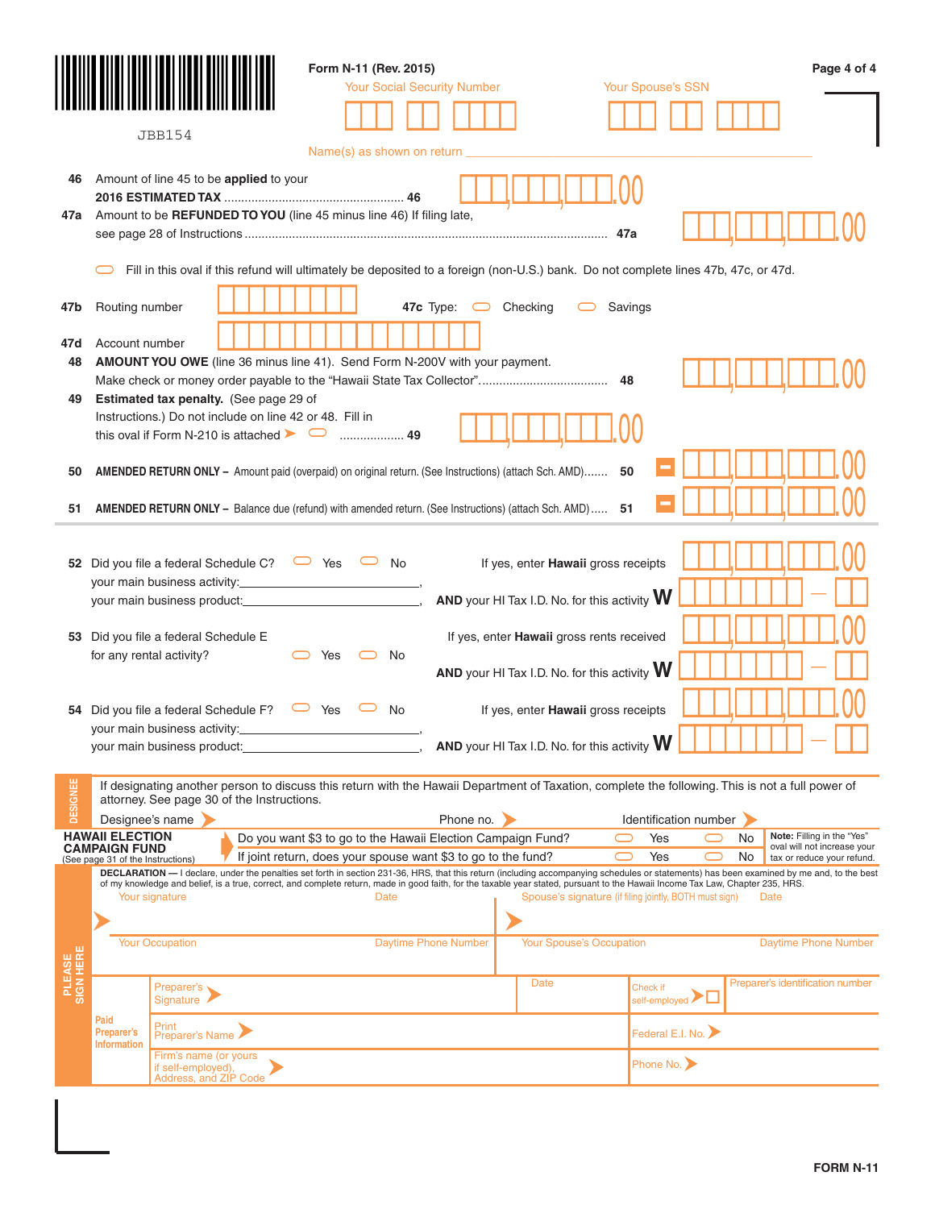JBB154

Form N-11 (Rev. 2015)

Your Social Security Number

Your Spouse's SSN

Name(s) as shown on return

**46** Amount of line 45 to be **applied** to your **2016 ESTIMATED TAX** .................................................... 46 ___,___,___.00

**47a** Amount to be **REFUNDED TO YOU** (line 45 minus line 46) If filing late, see page 28 of Instructions ........................................................................................................ 47a ___,___,___.00

Fill in this oval if this refund will ultimately be deposited to a foreign (non-U.S.) bank. Do not complete lines 47b, 47c, or 47d.

**47b** Routing number

**47c** Type: Checking Savings

**47d** Account number

**48** **AMOUNT YOU OWE** (line 36 minus line 41). Send Form N-200V with your payment. Make check or money order payable to the "Hawaii State Tax Collector"..................................... 48 ___,___,___.00

**49** **Estimated tax penalty.** (See page 29 of Instructions.) Do not include on line 42 or 48. Fill in this oval if Form N-210 is attached .................. 49 ___,___,___.00

**50** **AMENDED RETURN ONLY –** Amount paid (overpaid) on original return. (See Instructions) (attach Sch. AMD)....... 50 – ___,___,___.00

**51** **AMENDED RETURN ONLY –** Balance due (refund) with amended return. (See Instructions) (attach Sch. AMD)..... 51 – ___,___,___.00

**52** Did you file a federal Schedule C? Yes No
your main business activity:______________________________,
your main business product:______________________________,
If yes, enter **Hawaii** gross receipts ___,___,___.00
**AND** your HI Tax I.D. No. for this activity **W** ________ — ____

**53** Did you file a federal Schedule E for any rental activity? Yes No
If yes, enter **Hawaii** gross rents received ___,___,___.00
**AND** your HI Tax I.D. No. for this activity **W** ________ — ____

**54** Did you file a federal Schedule F? Yes No
your main business activity:______________________________,
your main business product:______________________________,
If yes, enter **Hawaii** gross receipts ___,___,___.00
**AND** your HI Tax I.D. No. for this activity **W** ________ — ____

**DESIGNEE**

If designating another person to discuss this return with the Hawaii Department of Taxation, complete the following. This is not a full power of attorney. See page 30 of the Instructions.

Designee's name Phone no. Identification number

**HAWAII ELECTION CAMPAIGN FUND** (See page 31 of the Instructions)

Do you want $3 to go to the Hawaii Election Campaign Fund? Yes No

If joint return, does your spouse want $3 to go to the fund? Yes No

**Note:** Filling in the "Yes" oval will not increase your tax or reduce your refund.

**PLEASE SIGN HERE**

**DECLARATION —** I declare, under the penalties set forth in section 231-36, HRS, that this return (including accompanying schedules or statements) has been examined by me and, to the best of my knowledge and belief, is a true, correct, and complete return, made in good faith, for the taxable year stated, pursuant to the Hawaii Income Tax Law, Chapter 235, HRS.

Your signature | Date | Spouse's signature (if filing jointly, BOTH must sign) | Date

Your Occupation | Daytime Phone Number | Your Spouse's Occupation | Daytime Phone Number

**Paid Preparer's Information**

Preparer's Signature | Date | Check if self-employed | Preparer's identification number

Print Preparer's Name | Federal E.I. No.

Firm's name (or yours if self-employed), Address, and ZIP Code | Phone No.

FORM N-11